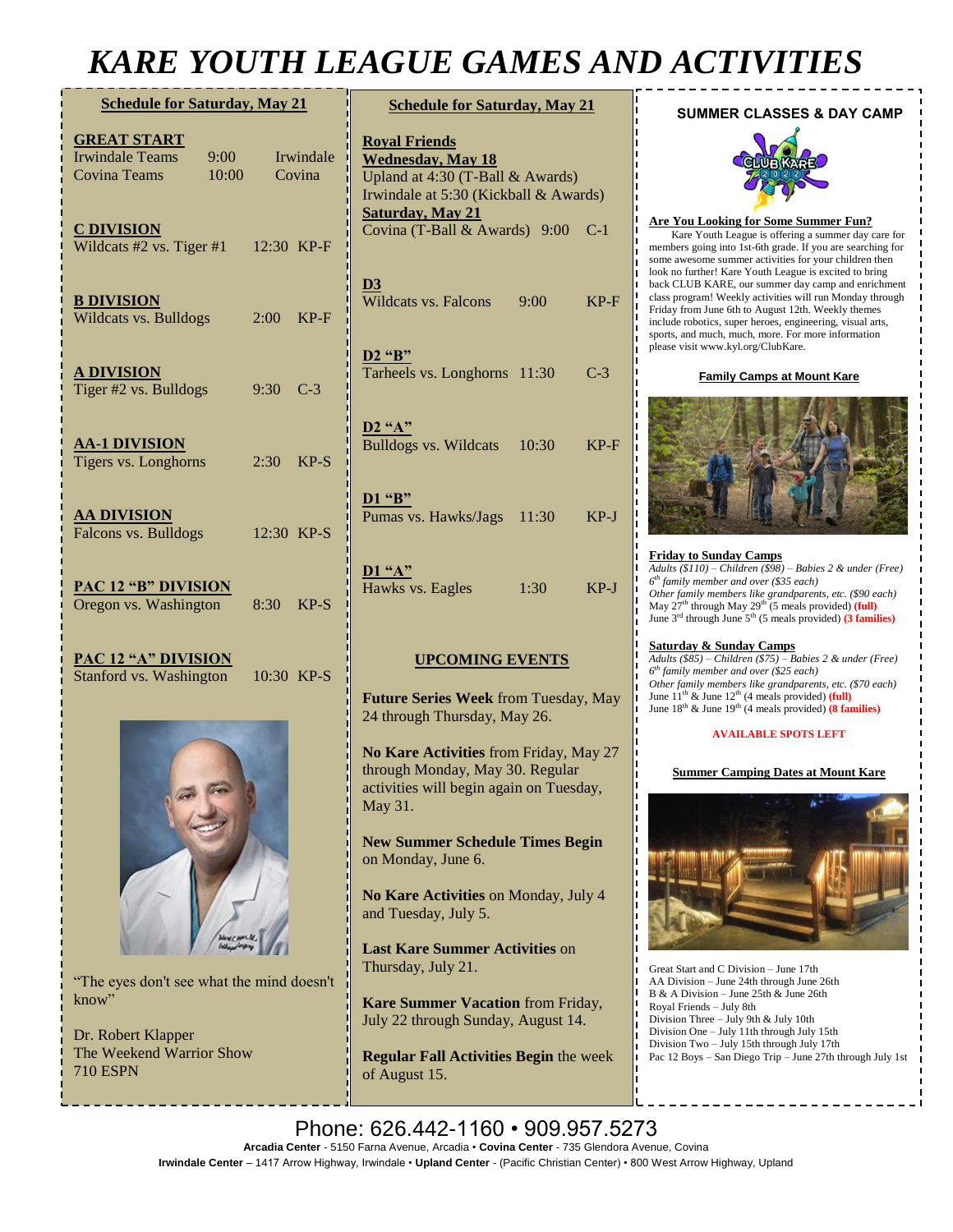# KARE YOUTH LEAGUE GAMES AND ACTIVITIES

## Schedule for Saturday, May 21

**GREAT START**

| | | |
|---|---|---|
| Irwindale Teams | 9:00 | Irwindale |
| Covina Teams | 10:00 | Covina |

**C DIVISION**

Wildcats #2 vs. Tiger #1 — 12:30 KP-F

**B DIVISION**

Wildcats vs. Bulldogs — 2:00 KP-F

**A DIVISION**

Tiger #2 vs. Bulldogs — 9:30 C-3

**AA-1 DIVISION**

Tigers vs. Longhorns — 2:30 KP-S

**AA DIVISION**

Falcons vs. Bulldogs — 12:30 KP-S

**PAC 12 "B" DIVISION**

Oregon vs. Washington — 8:30 KP-S

**PAC 12 "A" DIVISION**

Stanford vs. Washington — 10:30 KP-S

"The eyes don't see what the mind doesn't know"

Dr. Robert Klapper
The Weekend Warrior Show
710 ESPN

## Schedule for Saturday, May 21

**Royal Friends**

**Wednesday, May 18**

Upland at 4:30 (T-Ball & Awards)
Irwindale at 5:30 (Kickball & Awards)

**Saturday, May 21**

Covina (T-Ball & Awards) 9:00 C-1

**D3**

Wildcats vs. Falcons — 9:00 KP-F

**D2 "B"**

Tarheels vs. Longhorns — 11:30 C-3

**D2 "A"**

Bulldogs vs. Wildcats — 10:30 KP-F

**D1 "B"**

Pumas vs. Hawks/Jags — 11:30 KP-J

**D1 "A"**

Hawks vs. Eagles — 1:30 KP-J

## UPCOMING EVENTS

**Future Series Week** from Tuesday, May 24 through Thursday, May 26.

**No Kare Activities** from Friday, May 27 through Monday, May 30. Regular activities will begin again on Tuesday, May 31.

**New Summer Schedule Times Begin** on Monday, June 6.

**No Kare Activities** on Monday, July 4 and Tuesday, July 5.

**Last Kare Summer Activities** on Thursday, July 21.

**Kare Summer Vacation** from Friday, July 22 through Sunday, August 14.

**Regular Fall Activities Begin** the week of August 15.

## SUMMER CLASSES & DAY CAMP

**Are You Looking for Some Summer Fun?**

Kare Youth League is offering a summer day care for members going into 1st-6th grade. If you are searching for some awesome summer activities for your children then look no further! Kare Youth League is excited to bring back CLUB KARE, our summer day camp and enrichment class program! Weekly activities will run Monday through Friday from June 6th to August 12th. Weekly themes include robotics, super heroes, engineering, visual arts, sports, and much, much, more. For more information please visit www.kyl.org/ClubKare.

**Family Camps at Mount Kare**

**Friday to Sunday Camps**

*Adults ($110) – Children ($98) – Babies 2 & under (Free)*
*6th family member and over ($35 each)*
*Other family members like grandparents, etc. ($90 each)*
May 27th through May 29th (5 meals provided) **(full)**
June 3rd through June 5th (5 meals provided) **(3 families)**

**Saturday & Sunday Camps**

*Adults ($85) – Children ($75) – Babies 2 & under (Free)*
*6th family member and over ($25 each)*
*Other family members like grandparents, etc. ($70 each)*
June 11th & June 12th (4 meals provided) **(full)**
June 18th & June 19th (4 meals provided) **(8 families)**

**AVAILABLE SPOTS LEFT**

**Summer Camping Dates at Mount Kare**

Great Start and C Division – June 17th
AA Division – June 24th through June 26th
B & A Division – June 25th & June 26th
Royal Friends – July 8th
Division Three – July 9th & July 10th
Division One – July 11th through July 15th
Division Two – July 15th through July 17th
Pac 12 Boys – San Diego Trip – June 27th through July 1st

Phone: 626.442-1160 • 909.957.5273

**Arcadia Center** - 5150 Farna Avenue, Arcadia • **Covina Center** - 735 Glendora Avenue, Covina
**Irwindale Center** – 1417 Arrow Highway, Irwindale • **Upland Center** - (Pacific Christian Center) • 800 West Arrow Highway, Upland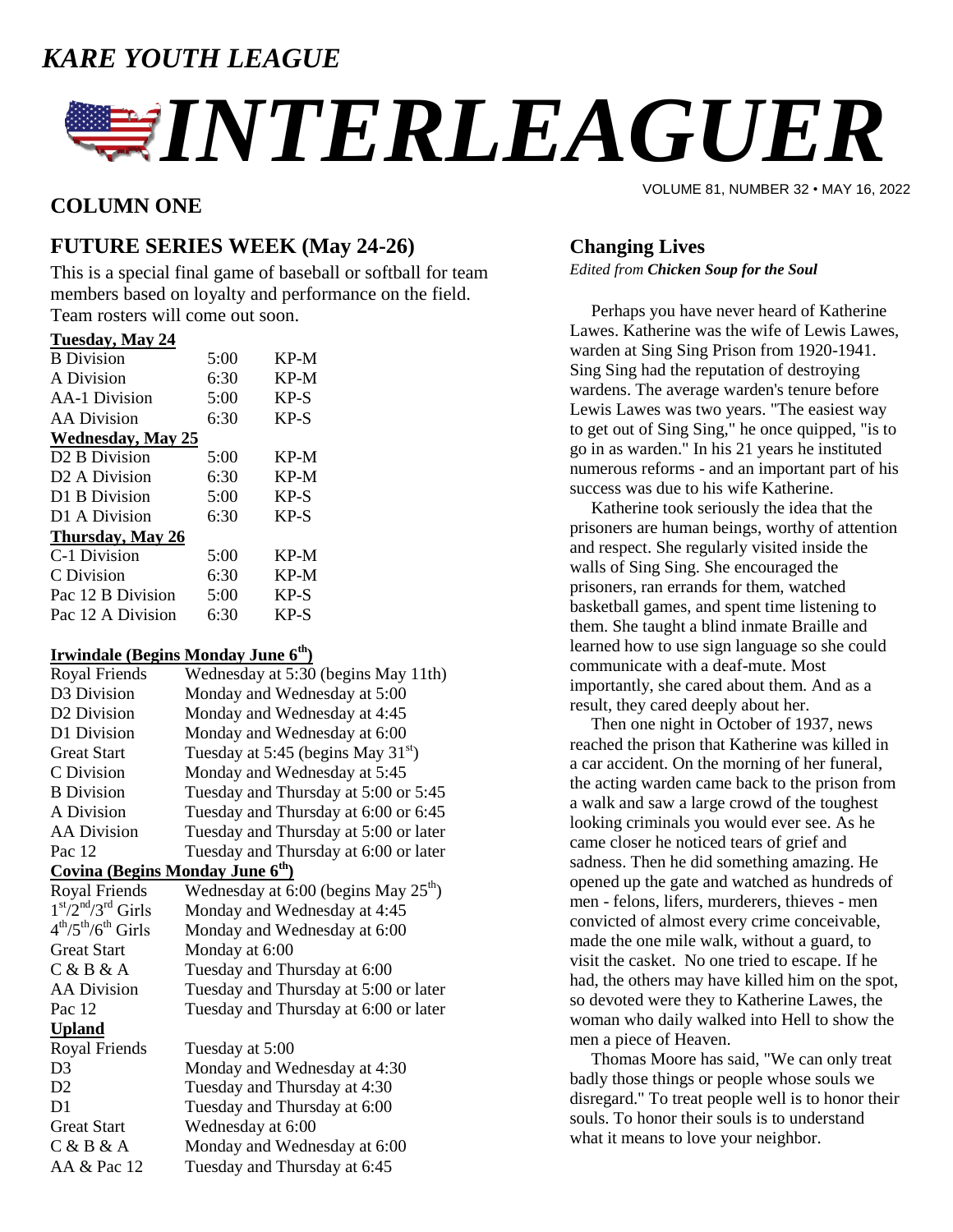*KARE YOUTH LEAGUE*

# *INTERLEAGUER*

VOLUME 81, NUMBER 32 • MAY 16, 2022

## COLUMN ONE

### FUTURE SERIES WEEK (May 24-26)

This is a special final game of baseball or softball for team members based on loyalty and performance on the field. Team rosters will come out soon.

| | | |
|---|---|---|
| **Tuesday, May 24** | | |
| B Division | 5:00 | KP-M |
| A Division | 6:30 | KP-M |
| AA-1 Division | 5:00 | KP-S |
| AA Division | 6:30 | KP-S |
| **Wednesday, May 25** | | |
| D2 B Division | 5:00 | KP-M |
| D2 A Division | 6:30 | KP-M |
| D1 B Division | 5:00 | KP-S |
| D1 A Division | 6:30 | KP-S |
| **Thursday, May 26** | | |
| C-1 Division | 5:00 | KP-M |
| C Division | 6:30 | KP-M |
| Pac 12 B Division | 5:00 | KP-S |
| Pac 12 A Division | 6:30 | KP-S |

**Irwindale (Begins Monday June 6th)**

| | |
|---|---|
| Royal Friends | Wednesday at 5:30 (begins May 11th) |
| D3 Division | Monday and Wednesday at 5:00 |
| D2 Division | Monday and Wednesday at 4:45 |
| D1 Division | Monday and Wednesday at 6:00 |
| Great Start | Tuesday at 5:45 (begins May 31st) |
| C Division | Monday and Wednesday at 5:45 |
| B Division | Tuesday and Thursday at 5:00 or 5:45 |
| A Division | Tuesday and Thursday at 6:00 or 6:45 |
| AA Division | Tuesday and Thursday at 5:00 or later |
| Pac 12 | Tuesday and Thursday at 6:00 or later |

**Covina (Begins Monday June 6th)**

| | |
|---|---|
| Royal Friends | Wednesday at 6:00 (begins May 25th) |
| 1st/2nd/3rd Girls | Monday and Wednesday at 4:45 |
| 4th/5th/6th Girls | Monday and Wednesday at 6:00 |
| Great Start | Monday at 6:00 |
| C & B & A | Tuesday and Thursday at 6:00 |
| AA Division | Tuesday and Thursday at 5:00 or later |
| Pac 12 | Tuesday and Thursday at 6:00 or later |

**Upland**

| | |
|---|---|
| Royal Friends | Tuesday at 5:00 |
| D3 | Monday and Wednesday at 4:30 |
| D2 | Tuesday and Thursday at 4:30 |
| D1 | Tuesday and Thursday at 6:00 |
| Great Start | Wednesday at 6:00 |
| C & B & A | Monday and Wednesday at 6:00 |
| AA & Pac 12 | Tuesday and Thursday at 6:45 |

### Changing Lives

*Edited from **Chicken Soup for the Soul***

Perhaps you have never heard of Katherine Lawes. Katherine was the wife of Lewis Lawes, warden at Sing Sing Prison from 1920-1941. Sing Sing had the reputation of destroying wardens. The average warden's tenure before Lewis Lawes was two years. "The easiest way to get out of Sing Sing," he once quipped, "is to go in as warden." In his 21 years he instituted numerous reforms - and an important part of his success was due to his wife Katherine.

Katherine took seriously the idea that the prisoners are human beings, worthy of attention and respect. She regularly visited inside the walls of Sing Sing. She encouraged the prisoners, ran errands for them, watched basketball games, and spent time listening to them. She taught a blind inmate Braille and learned how to use sign language so she could communicate with a deaf-mute. Most importantly, she cared about them. And as a result, they cared deeply about her.

Then one night in October of 1937, news reached the prison that Katherine was killed in a car accident. On the morning of her funeral, the acting warden came back to the prison from a walk and saw a large crowd of the toughest looking criminals you would ever see. As he came closer he noticed tears of grief and sadness. Then he did something amazing. He opened up the gate and watched as hundreds of men - felons, lifers, murderers, thieves - men convicted of almost every crime conceivable, made the one mile walk, without a guard, to visit the casket. No one tried to escape. If he had, the others may have killed him on the spot, so devoted were they to Katherine Lawes, the woman who daily walked into Hell to show the men a piece of Heaven.

Thomas Moore has said, "We can only treat badly those things or people whose souls we disregard." To treat people well is to honor their souls. To honor their souls is to understand what it means to love your neighbor.